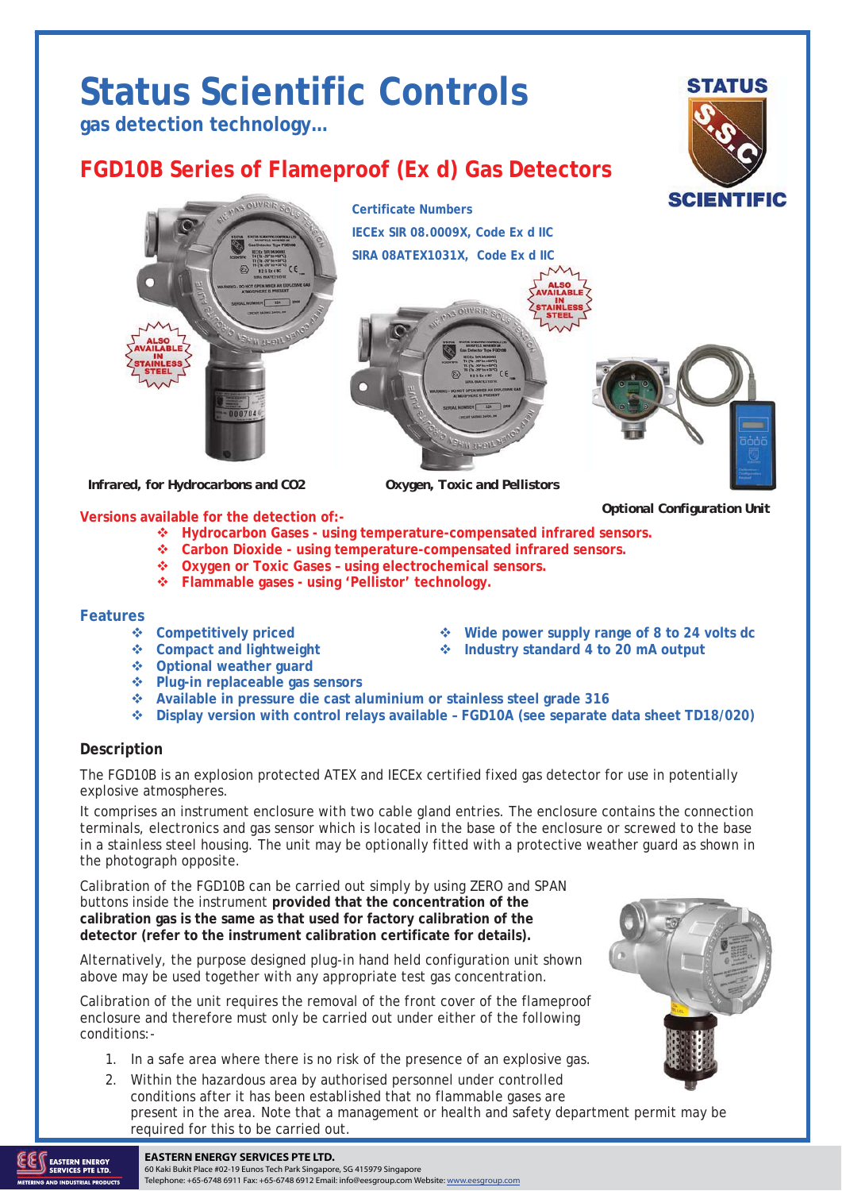# Status Scientific Controls

**gas detection technology...**

## FGD10B Series of Flameproof (Ex d) Gas Detectors

**Certificate Numbers**

**IECEx SIR 08.0009X, Code Ex d IIC**

**SIRA 08ATEX1031X, Code Ex d IIC**

ALSO AVAILABLE IN STAINLESS STEEL

Infrared, for Hydrocarbons and CO2

Oxygen, Toxic and Pellistors

Optional Configuration Unit

**Versions available for the detection of:-**

- Hydrocarbon Gases - using temperature-compensated infrared sensors.
- Carbon Dioxide - using temperature-compensated infrared sensors.
- Oxygen or Toxic Gases – using electrochemical sensors.
- Flammable gases - using 'Pellistor' technology.

### Features

- Competitively priced
- Compact and lightweight
- Optional weather guard
- Plug-in replaceable gas sensors
- Available in pressure die cast aluminium or stainless steel grade 316
- Display version with control relays available – FGD10A (see separate data sheet TD18/020)
- Wide power supply range of 8 to 24 volts dc
- Industry standard 4 to 20 mA output

### Description

The FGD10B is an explosion protected ATEX and IECEx certified fixed gas detector for use in potentially explosive atmospheres.

It comprises an instrument enclosure with two cable gland entries. The enclosure contains the connection terminals, electronics and gas sensor which is located in the base of the enclosure or screwed to the base in a stainless steel housing. The unit may be optionally fitted with a protective weather guard as shown in the photograph opposite.

Calibration of the FGD10B can be carried out simply by using ZERO and SPAN buttons inside the instrument **provided that the concentration of the calibration gas is the same as that used for factory calibration of the detector (refer to the instrument calibration certificate for details).**

Alternatively, the purpose designed plug-in hand held configuration unit shown above may be used together with any appropriate test gas concentration.

Calibration of the unit requires the removal of the front cover of the flameproof enclosure and therefore must only be carried out under either of the following conditions:-

1. In a safe area where there is no risk of the presence of an explosive gas.
2. Within the hazardous area by authorised personnel under controlled conditions after it has been established that no flammable gases are present in the area. Note that a management or health and safety department permit may be required for this to be carried out.

**EASTERN ENERGY SERVICES PTE LTD.**
60 Kaki Bukit Place #02-19 Eunos Tech Park Singapore, SG 415979 Singapore
Telephone: +65-6748 6911 Fax: +65-6748 6912 Email: info@eesgroup.com Website: www.eesgroup.com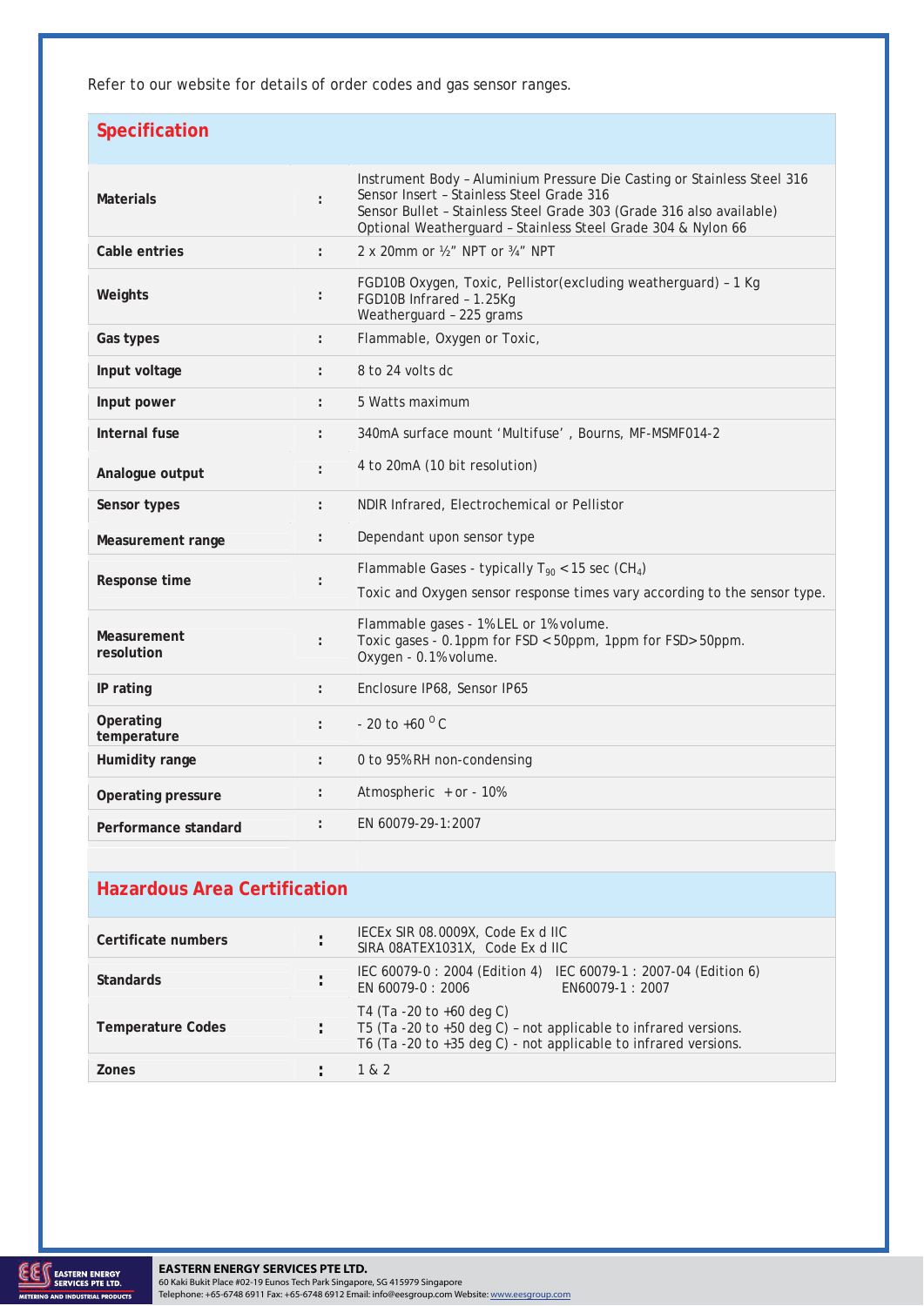Refer to our website for details of order codes and gas sensor ranges.

## Specification

| | | |
|---|---|---|
| **Materials** | : | Instrument Body – Aluminium Pressure Die Casting or Stainless Steel 316<br>Sensor Insert – Stainless Steel Grade 316<br>Sensor Bullet – Stainless Steel Grade 303 (Grade 316 also available)<br>Optional Weatherguard – Stainless Steel Grade 304 & Nylon 66 |
| **Cable entries** | : | 2 x 20mm or ½” NPT or ¾” NPT |
| **Weights** | : | FGD10B Oxygen, Toxic, Pellistor(excluding weatherguard) – 1 Kg<br>FGD10B Infrared – 1.25Kg<br>Weatherguard – 225 grams |
| **Gas types** | : | Flammable, Oxygen or Toxic, |
| **Input voltage** | : | 8 to 24 volts dc |
| **Input power** | : | 5 Watts maximum |
| **Internal fuse** | : | 340mA surface mount ‘Multifuse’, Bourns, MF-MSMF014-2 |
| **Analogue output** | : | 4 to 20mA (10 bit resolution) |
| **Sensor types** | : | NDIR Infrared, Electrochemical or Pellistor |
| **Measurement range** | : | Dependant upon sensor type |
| **Response time** | : | Flammable Gases - typically $T_{90}$ < 15 sec ($CH_4$)<br>Toxic and Oxygen sensor response times vary according to the sensor type. |
| **Measurement resolution** | : | Flammable gases - 1% LEL or 1% volume.<br>Toxic gases - 0.1ppm for FSD < 50ppm, 1ppm for FSD > 50ppm.<br>Oxygen - 0.1% volume. |
| **IP rating** | : | Enclosure IP68, Sensor IP65 |
| **Operating temperature** | : | - 20 to +60 $^{O}$C |
| **Humidity range** | : | 0 to 95% RH non-condensing |
| **Operating pressure** | : | Atmospheric + or - 10% |
| **Performance standard** | : | EN 60079-29-1:2007 |

## Hazardous Area Certification

| | | |
|---|---|---|
| **Certificate numbers** | : | IECEx SIR 08.0009X, Code Ex d IIC<br>SIRA 08ATEX1031X, Code Ex d IIC |
| **Standards** | : | IEC 60079-0 : 2004 (Edition 4) IEC 60079-1 : 2007-04 (Edition 6)<br>EN 60079-0 : 2006 EN60079-1 : 2007 |
| **Temperature Codes** | : | T4 (Ta -20 to +60 deg C)<br>T5 (Ta -20 to +50 deg C) - not applicable to infrared versions.<br>T6 (Ta -20 to +35 deg C) - not applicable to infrared versions. |
| **Zones** | : | 1 & 2 |

**EASTERN ENERGY SERVICES PTE LTD.**
60 Kaki Bukit Place #02-19 Eunos Tech Park Singapore, SG 415979 Singapore
Telephone: +65-6748 6911 Fax: +65-6748 6912 Email: info@eesgroup.com Website: www.eesgroup.com